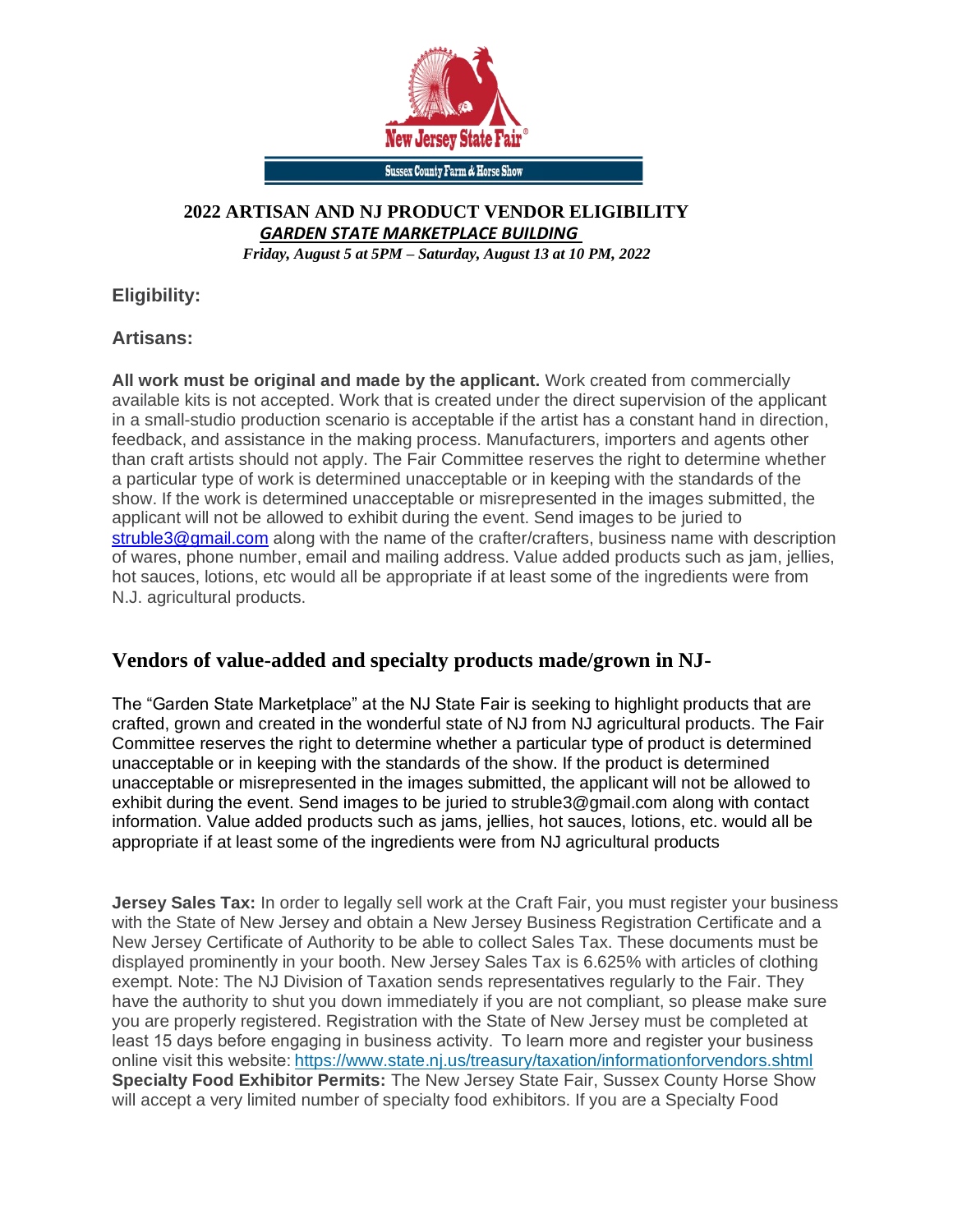New Jersey State Fair®

Sussex County Farm & Horse Show

## 2022 ARTISAN AND NJ PRODUCT VENDOR ELIGIBILITY

***GARDEN STATE MARKETPLACE BUILDING***

*Friday, August 5 at 5PM – Saturday, August 13 at 10 PM, 2022*

### Eligibility:

### Artisans:

**All work must be original and made by the applicant.** Work created from commercially available kits is not accepted. Work that is created under the direct supervision of the applicant in a small-studio production scenario is acceptable if the artist has a constant hand in direction, feedback, and assistance in the making process. Manufacturers, importers and agents other than craft artists should not apply. The Fair Committee reserves the right to determine whether a particular type of work is determined unacceptable or in keeping with the standards of the show. If the work is determined unacceptable or misrepresented in the images submitted, the applicant will not be allowed to exhibit during the event. Send images to be juried to struble3@gmail.com along with the name of the crafter/crafters, business name with description of wares, phone number, email and mailing address. Value added products such as jam, jellies, hot sauces, lotions, etc would all be appropriate if at least some of the ingredients were from N.J. agricultural products.

## Vendors of value-added and specialty products made/grown in NJ-

The "Garden State Marketplace" at the NJ State Fair is seeking to highlight products that are crafted, grown and created in the wonderful state of NJ from NJ agricultural products. The Fair Committee reserves the right to determine whether a particular type of product is determined unacceptable or in keeping with the standards of the show. If the product is determined unacceptable or misrepresented in the images submitted, the applicant will not be allowed to exhibit during the event. Send images to be juried to struble3@gmail.com along with contact information. Value added products such as jams, jellies, hot sauces, lotions, etc. would all be appropriate if at least some of the ingredients were from NJ agricultural products

**Jersey Sales Tax:** In order to legally sell work at the Craft Fair, you must register your business with the State of New Jersey and obtain a New Jersey Business Registration Certificate and a New Jersey Certificate of Authority to be able to collect Sales Tax. These documents must be displayed prominently in your booth. New Jersey Sales Tax is 6.625% with articles of clothing exempt. Note: The NJ Division of Taxation sends representatives regularly to the Fair. They have the authority to shut you down immediately if you are not compliant, so please make sure you are properly registered. Registration with the State of New Jersey must be completed at least 15 days before engaging in business activity. To learn more and register your business online visit this website: https://www.state.nj.us/treasury/taxation/informationforvendors.shtml
**Specialty Food Exhibitor Permits:** The New Jersey State Fair, Sussex County Horse Show will accept a very limited number of specialty food exhibitors. If you are a Specialty Food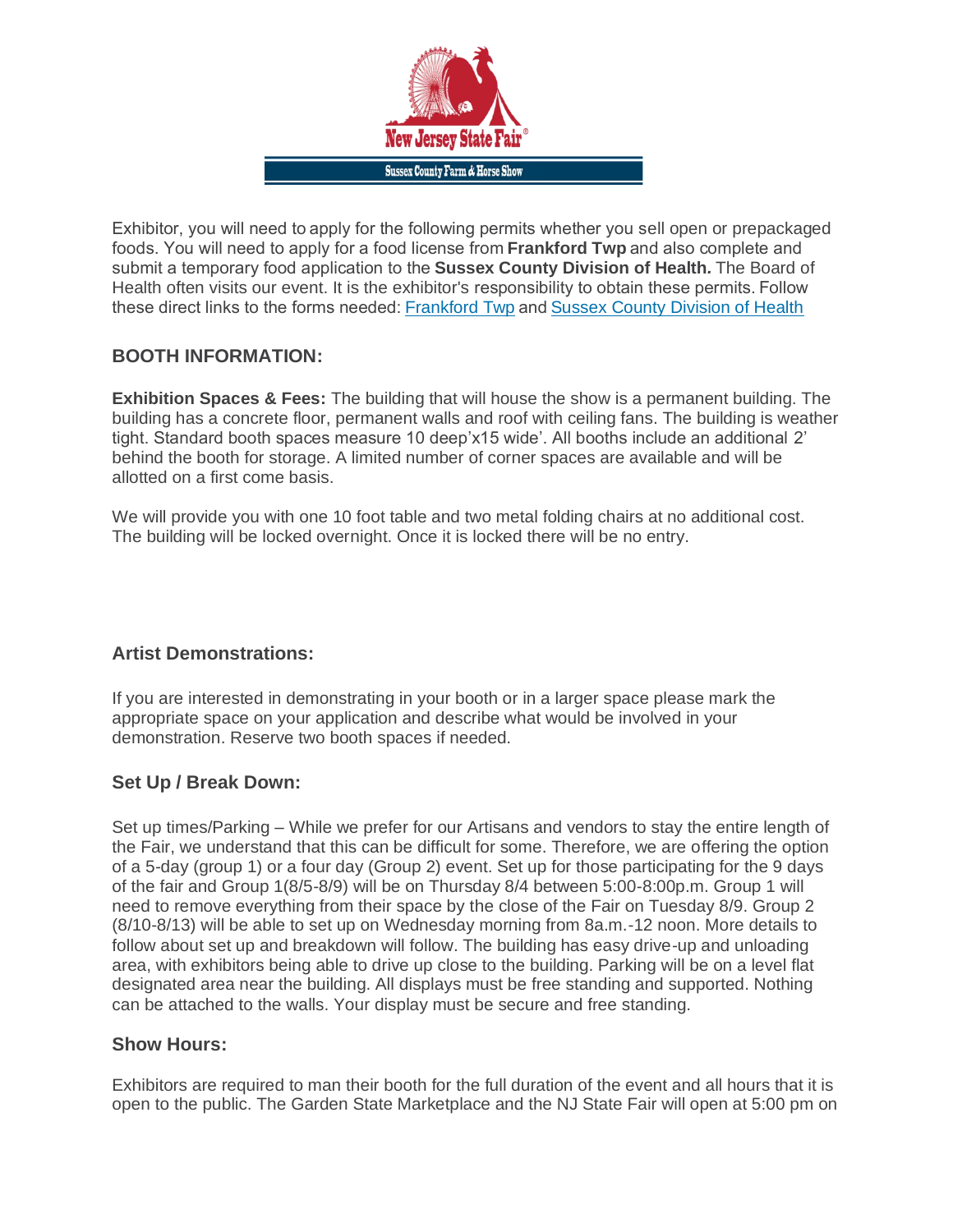Exhibitor, you will need to apply for the following permits whether you sell open or prepackaged foods. You will need to apply for a food license from **Frankford Twp** and also complete and submit a temporary food application to the **Sussex County Division of Health.** The Board of Health often visits our event. It is the exhibitor's responsibility to obtain these permits. Follow these direct links to the forms needed: [Frankford Twp]() and [Sussex County Division of Health]()

### BOOTH INFORMATION:

**Exhibition Spaces & Fees:** The building that will house the show is a permanent building. The building has a concrete floor, permanent walls and roof with ceiling fans. The building is weather tight. Standard booth spaces measure 10 deep'x15 wide'. All booths include an additional 2' behind the booth for storage. A limited number of corner spaces are available and will be allotted on a first come basis.

We will provide you with one 10 foot table and two metal folding chairs at no additional cost. The building will be locked overnight. Once it is locked there will be no entry.

### Artist Demonstrations:

If you are interested in demonstrating in your booth or in a larger space please mark the appropriate space on your application and describe what would be involved in your demonstration. Reserve two booth spaces if needed.

### Set Up / Break Down:

Set up times/Parking – While we prefer for our Artisans and vendors to stay the entire length of the Fair, we understand that this can be difficult for some. Therefore, we are offering the option of a 5-day (group 1) or a four day (Group 2) event. Set up for those participating for the 9 days of the fair and Group 1(8/5-8/9) will be on Thursday 8/4 between 5:00-8:00p.m. Group 1 will need to remove everything from their space by the close of the Fair on Tuesday 8/9. Group 2 (8/10-8/13) will be able to set up on Wednesday morning from 8a.m.-12 noon. More details to follow about set up and breakdown will follow. The building has easy drive-up and unloading area, with exhibitors being able to drive up close to the building. Parking will be on a level flat designated area near the building. All displays must be free standing and supported. Nothing can be attached to the walls. Your display must be secure and free standing.

### Show Hours:

Exhibitors are required to man their booth for the full duration of the event and all hours that it is open to the public. The Garden State Marketplace and the NJ State Fair will open at 5:00 pm on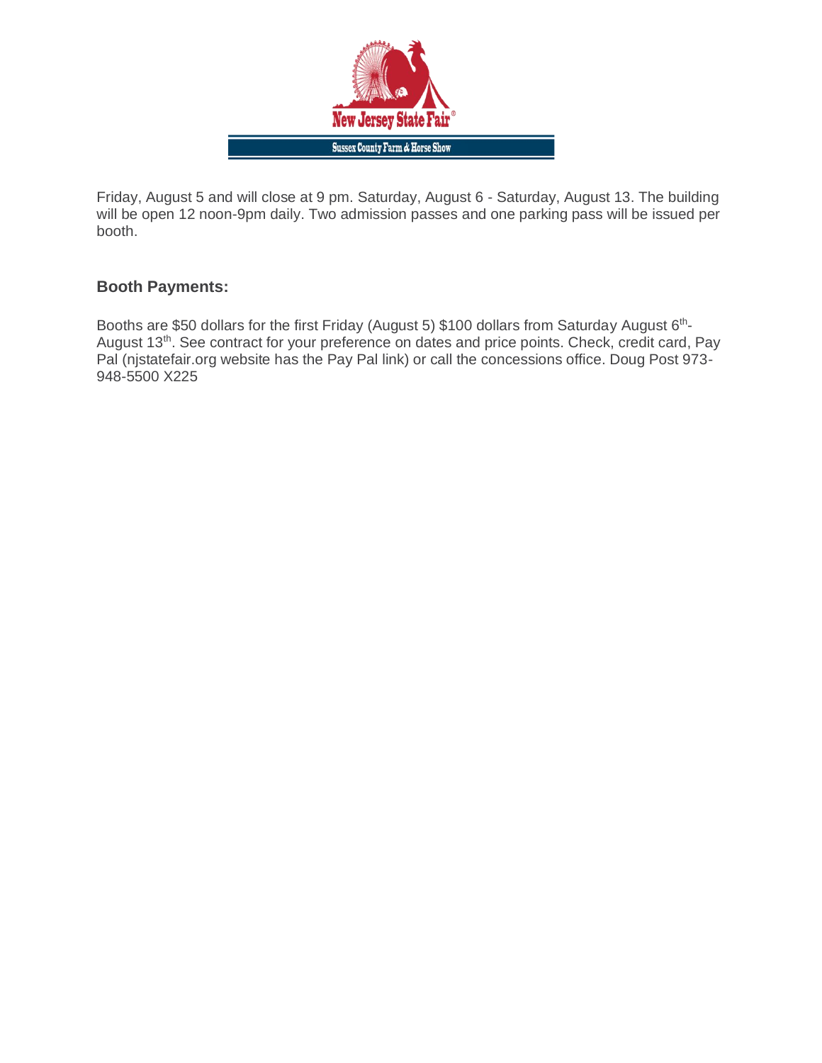Friday, August 5 and will close at 9 pm. Saturday, August 6 - Saturday, August 13. The building will be open 12 noon-9pm daily. Two admission passes and one parking pass will be issued per booth.

## Booth Payments:

Booths are $50 dollars for the first Friday (August 5) $100 dollars from Saturday August 6th- August 13th. See contract for your preference on dates and price points. Check, credit card, Pay Pal (njstatefair.org website has the Pay Pal link) or call the concessions office. Doug Post 973-948-5500 X225